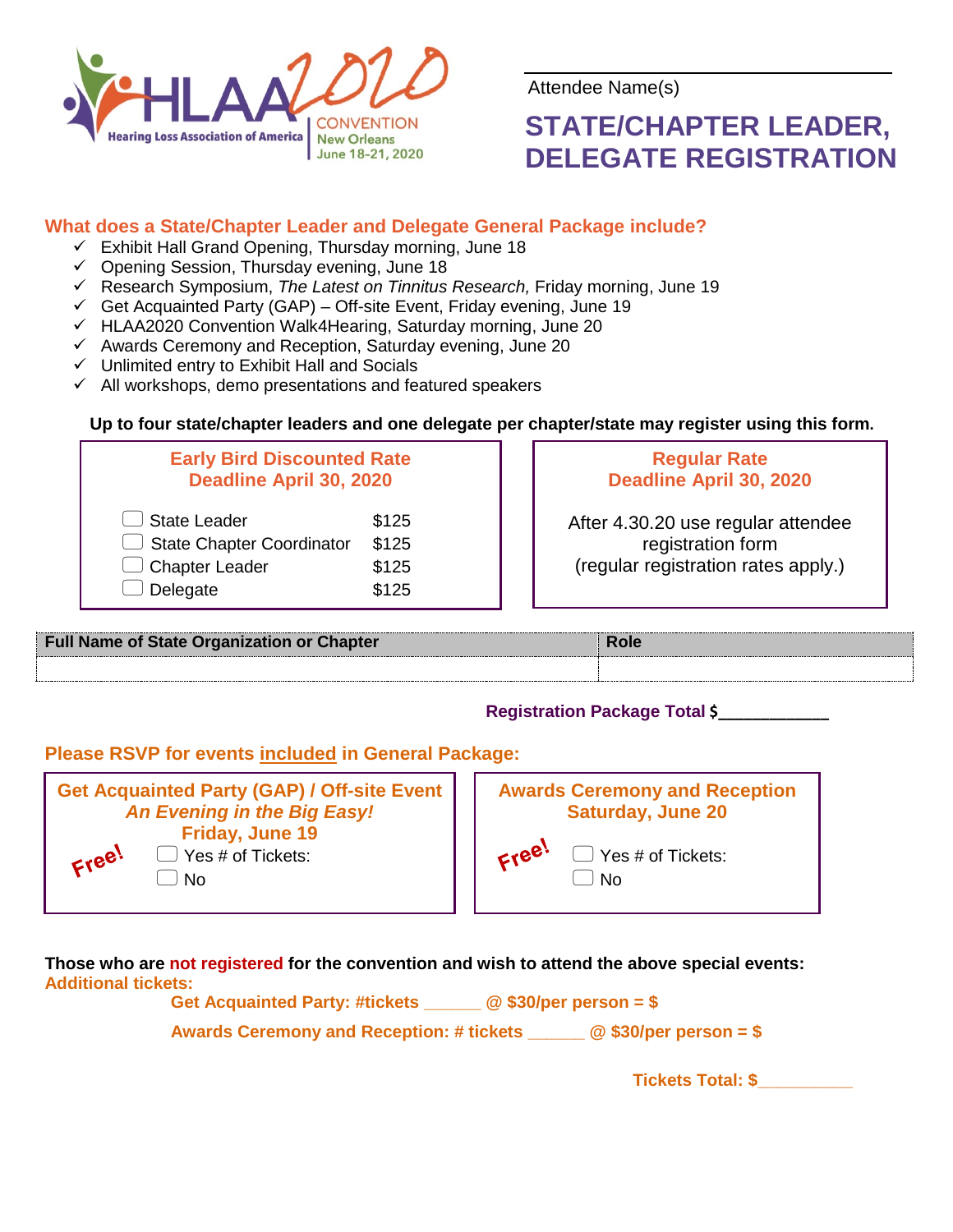HLAA2020 CONVENTION
Hearing Loss Association of America
New Orleans
June 18-21, 2020

Attendee Name(s) ______________________

# STATE/CHAPTER LEADER, DELEGATE REGISTRATION

## What does a State/Chapter Leader and Delegate General Package include?

- ✓ Exhibit Hall Grand Opening, Thursday morning, June 18
- ✓ Opening Session, Thursday evening, June 18
- ✓ Research Symposium, *The Latest on Tinnitus Research,* Friday morning, June 19
- ✓ Get Acquainted Party (GAP) – Off-site Event, Friday evening, June 19
- ✓ HLAA2020 Convention Walk4Hearing, Saturday morning, June 20
- ✓ Awards Ceremony and Reception, Saturday evening, June 20
- ✓ Unlimited entry to Exhibit Hall and Socials
- ✓ All workshops, demo presentations and featured speakers

**Up to four state/chapter leaders and one delegate per chapter/state may register using this form.**

### Early Bird Discounted Rate
### Deadline April 30, 2020

- ☐ State Leader $125
- ☐ State Chapter Coordinator $125
- ☐ Chapter Leader $125
- ☐ Delegate $125

### Regular Rate
### Deadline April 30, 2020

After 4.30.20 use regular attendee registration form (regular registration rates apply.)

| Full Name of State Organization or Chapter | Role |
|---|---|
| | |

**Registration Package Total $____________**

## Please RSVP for events included in General Package:

### Get Acquainted Party (GAP) / Off-site Event
### *An Evening in the Big Easy!*
### Friday, June 19

Free!

- ☐ Yes # of Tickets:
- ☐ No

### Awards Ceremony and Reception
### Saturday, June 20

Free!

- ☐ Yes # of Tickets:
- ☐ No

**Those who are not registered for the convention and wish to attend the above special events:**

**Additional tickets:**

**Get Acquainted Party: #tickets ______ @ $30/per person = $**

**Awards Ceremony and Reception: # tickets ______ @ $30/per person = $**

**Tickets Total: $__________**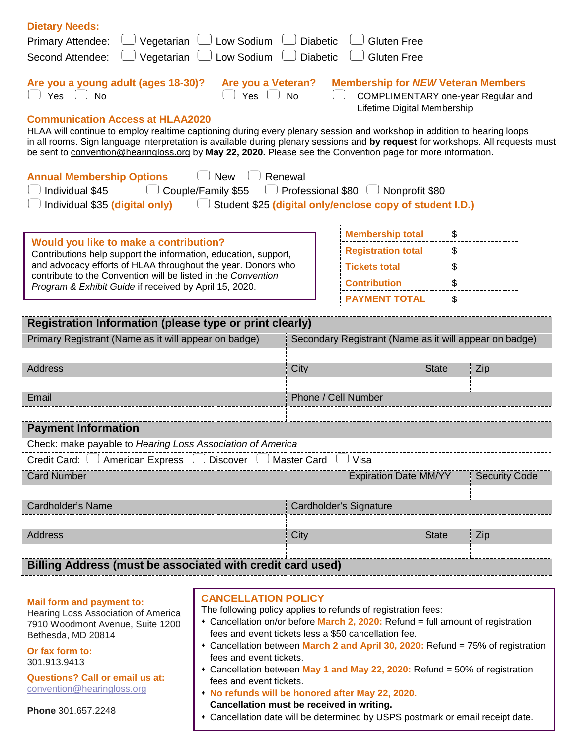### Dietary Needs:

Primary Attendee: ☐ Vegetarian ☐ Low Sodium ☐ Diabetic ☐ Gluten Free

Second Attendee: ☐ Vegetarian ☐ Low Sodium ☐ Diabetic ☐ Gluten Free

### Are you a young adult (ages 18-30)?

☐ Yes ☐ No

### Are you a Veteran?

☐ Yes ☐ No

### Membership for *NEW* Veteran Members

☐ COMPLIMENTARY one-year Regular and Lifetime Digital Membership

### Communication Access at HLAA2020

HLAA will continue to employ realtime captioning during every plenary session and workshop in addition to hearing loops in all rooms. Sign language interpretation is available during plenary sessions and **by request** for workshops. All requests must be sent to convention@hearingloss.org by **May 22, 2020.** Please see the Convention page for more information.

### Annual Membership Options

☐ New ☐ Renewal

☐ Individual $45 ☐ Couple/Family $55 ☐ Professional $80 ☐ Nonprofit $80

☐ Individual $35 **(digital only)** ☐ Student $25 **(digital only/enclose copy of student I.D.)**

### Would you like to make a contribution?

Contributions help support the information, education, support, and advocacy efforts of HLAA throughout the year. Donors who contribute to the Convention will be listed in the *Convention Program & Exhibit Guide* if received by April 15, 2020.

| | |
|---|---|
| **Membership total** | $ |
| **Registration total** | $ |
| **Tickets total** | $ |
| **Contribution** | $ |
| **PAYMENT TOTAL** | $ |

| **Registration Information (please type or print clearly)** | | | |
|---|---|---|---|
| Primary Registrant (Name as it will appear on badge) | Secondary Registrant (Name as it will appear on badge) | | |
| | | | |
| Address | City | State | Zip |
| | | | |
| Email | Phone / Cell Number | | |
| | | | |

| **Payment Information** | | | |
|---|---|---|---|
| Check: make payable to *Hearing Loss Association of America* | | | |
| Credit Card: ☐ American Express ☐ Discover ☐ Master Card ☐ Visa | | | |
| Card Number | | Expiration Date MM/YY | Security Code |
| | | | |
| Cardholder's Name | Cardholder's Signature | | |
| | | | |
| Address | City | State | Zip |
| | | | |
| **Billing Address (must be associated with credit card used)** | | | |

**Mail form and payment to:**
Hearing Loss Association of America
7910 Woodmont Avenue, Suite 1200
Bethesda, MD 20814

**Or fax form to:**
301.913.9413

**Questions? Call or email us at:**
convention@hearingloss.org

**Phone** 301.657.2248

### CANCELLATION POLICY

The following policy applies to refunds of registration fees:

- Cancellation on/or before **March 2, 2020:** Refund = full amount of registration fees and event tickets less a $50 cancellation fee.
- Cancellation between **March 2 and April 30, 2020:** Refund = 75% of registration fees and event tickets.
- Cancellation between **May 1 and May 22, 2020:** Refund = 50% of registration fees and event tickets.
- **No refunds will be honored after May 22, 2020.**
  **Cancellation must be received in writing.**
- Cancellation date will be determined by USPS postmark or email receipt date.